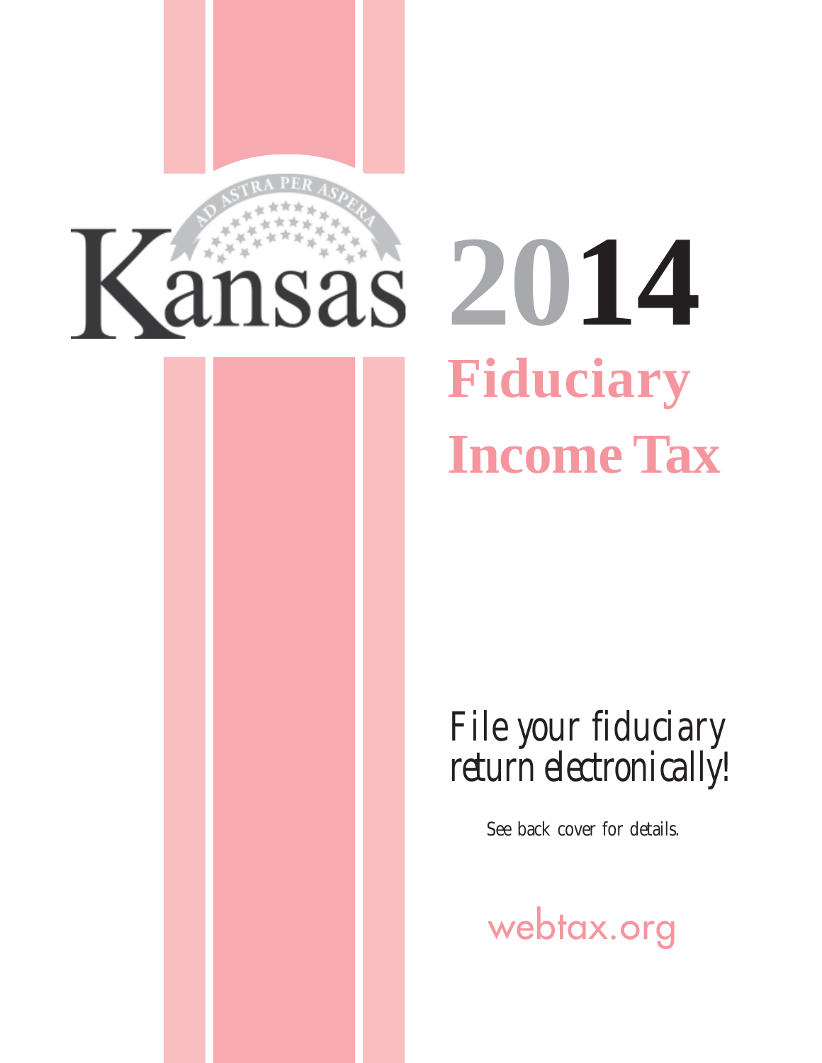# Kansas 2014

## Fiduciary Income Tax

*File your fiduciary return electronically!*

See back cover for details.

webtax.org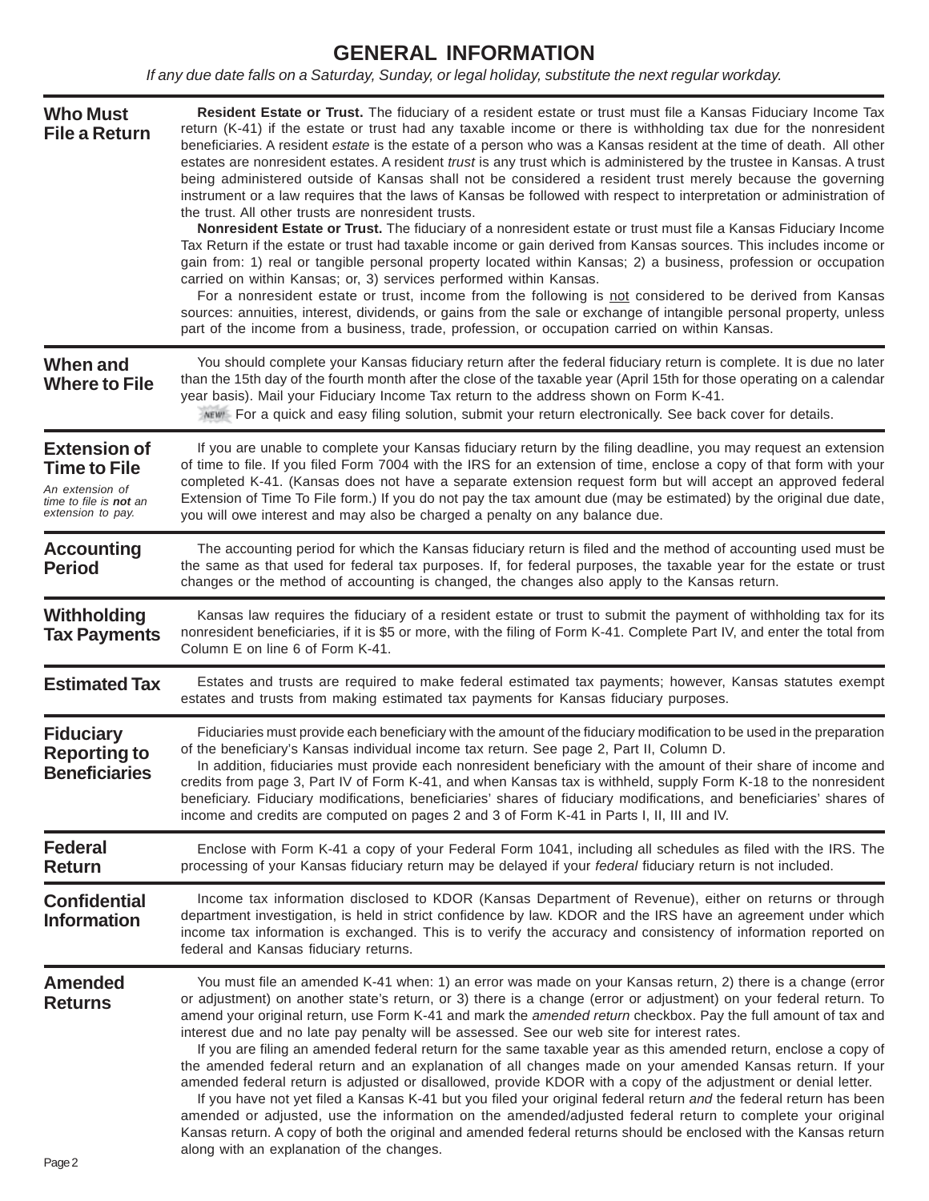# GENERAL INFORMATION

*If any due date falls on a Saturday, Sunday, or legal holiday, substitute the next regular workday.*

## Who Must File a Return

**Resident Estate or Trust.** The fiduciary of a resident estate or trust must file a Kansas Fiduciary Income Tax return (K-41) if the estate or trust had any taxable income or there is withholding tax due for the nonresident beneficiaries. A resident *estate* is the estate of a person who was a Kansas resident at the time of death. All other estates are nonresident estates. A resident *trust* is any trust which is administered by the trustee in Kansas. A trust being administered outside of Kansas shall not be considered a resident trust merely because the governing instrument or a law requires that the laws of Kansas be followed with respect to interpretation or administration of the trust. All other trusts are nonresident trusts.

**Nonresident Estate or Trust.** The fiduciary of a nonresident estate or trust must file a Kansas Fiduciary Income Tax Return if the estate or trust had taxable income or gain derived from Kansas sources. This includes income or gain from: 1) real or tangible personal property located within Kansas; 2) a business, profession or occupation carried on within Kansas; or, 3) services performed within Kansas.

For a nonresident estate or trust, income from the following is not considered to be derived from Kansas sources: annuities, interest, dividends, or gains from the sale or exchange of intangible personal property, unless part of the income from a business, trade, profession, or occupation carried on within Kansas.

## When and Where to File

You should complete your Kansas fiduciary return after the federal fiduciary return is complete. It is due no later than the 15th day of the fourth month after the close of the taxable year (April 15th for those operating on a calendar year basis). Mail your Fiduciary Income Tax return to the address shown on Form K-41.

NEW! For a quick and easy filing solution, submit your return electronically. See back cover for details.

## Extension of Time to File

*An extension of time to file is **not** an extension to pay.*

If you are unable to complete your Kansas fiduciary return by the filing deadline, you may request an extension of time to file. If you filed Form 7004 with the IRS for an extension of time, enclose a copy of that form with your completed K-41. (Kansas does not have a separate extension request form but will accept an approved federal Extension of Time To File form.) If you do not pay the tax amount due (may be estimated) by the original due date, you will owe interest and may also be charged a penalty on any balance due.

## Accounting Period

The accounting period for which the Kansas fiduciary return is filed and the method of accounting used must be the same as that used for federal tax purposes. If, for federal purposes, the taxable year for the estate or trust changes or the method of accounting is changed, the changes also apply to the Kansas return.

## Withholding Tax Payments

Kansas law requires the fiduciary of a resident estate or trust to submit the payment of withholding tax for its nonresident beneficiaries, if it is $5 or more, with the filing of Form K-41. Complete Part IV, and enter the total from Column E on line 6 of Form K-41.

## Estimated Tax

Estates and trusts are required to make federal estimated tax payments; however, Kansas statutes exempt estates and trusts from making estimated tax payments for Kansas fiduciary purposes.

## Fiduciary Reporting to Beneficiaries

Fiduciaries must provide each beneficiary with the amount of the fiduciary modification to be used in the preparation of the beneficiary's Kansas individual income tax return. See page 2, Part II, Column D.

In addition, fiduciaries must provide each nonresident beneficiary with the amount of their share of income and credits from page 3, Part IV of Form K-41, and when Kansas tax is withheld, supply Form K-18 to the nonresident beneficiary. Fiduciary modifications, beneficiaries' shares of fiduciary modifications, and beneficiaries' shares of income and credits are computed on pages 2 and 3 of Form K-41 in Parts I, II, III and IV.

## Federal Return

Enclose with Form K-41 a copy of your Federal Form 1041, including all schedules as filed with the IRS. The processing of your Kansas fiduciary return may be delayed if your *federal* fiduciary return is not included.

## Confidential Information

Income tax information disclosed to KDOR (Kansas Department of Revenue), either on returns or through department investigation, is held in strict confidence by law. KDOR and the IRS have an agreement under which income tax information is exchanged. This is to verify the accuracy and consistency of information reported on federal and Kansas fiduciary returns.

## Amended Returns

You must file an amended K-41 when: 1) an error was made on your Kansas return, 2) there is a change (error or adjustment) on another state's return, or 3) there is a change (error or adjustment) on your federal return. To amend your original return, use Form K-41 and mark the *amended return* checkbox. Pay the full amount of tax and interest due and no late pay penalty will be assessed. See our web site for interest rates.

If you are filing an amended federal return for the same taxable year as this amended return, enclose a copy of the amended federal return and an explanation of all changes made on your amended Kansas return. If your amended federal return is adjusted or disallowed, provide KDOR with a copy of the adjustment or denial letter.

If you have not yet filed a Kansas K-41 but you filed your original federal return *and* the federal return has been amended or adjusted, use the information on the amended/adjusted federal return to complete your original Kansas return. A copy of both the original and amended federal returns should be enclosed with the Kansas return along with an explanation of the changes.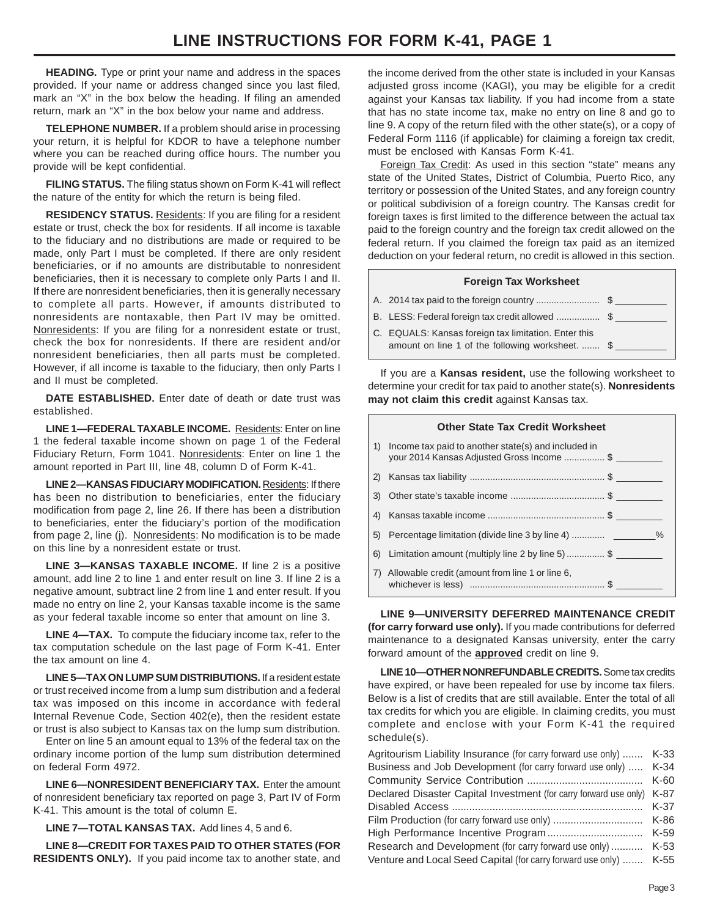# LINE INSTRUCTIONS FOR FORM K-41, PAGE 1

**HEADING.** Type or print your name and address in the spaces provided. If your name or address changed since you last filed, mark an "X" in the box below the heading. If filing an amended return, mark an "X" in the box below your name and address.

**TELEPHONE NUMBER.** If a problem should arise in processing your return, it is helpful for KDOR to have a telephone number where you can be reached during office hours. The number you provide will be kept confidential.

**FILING STATUS.** The filing status shown on Form K-41 will reflect the nature of the entity for which the return is being filed.

**RESIDENCY STATUS.** Residents: If you are filing for a resident estate or trust, check the box for residents. If all income is taxable to the fiduciary and no distributions are made or required to be made, only Part I must be completed. If there are only resident beneficiaries, or if no amounts are distributable to nonresident beneficiaries, then it is necessary to complete only Parts I and II. If there are nonresident beneficiaries, then it is generally necessary to complete all parts. However, if amounts distributed to nonresidents are nontaxable, then Part IV may be omitted. Nonresidents: If you are filing for a nonresident estate or trust, check the box for nonresidents. If there are resident and/or nonresident beneficiaries, then all parts must be completed. However, if all income is taxable to the fiduciary, then only Parts I and II must be completed.

**DATE ESTABLISHED.** Enter date of death or date trust was established.

**LINE 1—FEDERAL TAXABLE INCOME.** Residents: Enter on line 1 the federal taxable income shown on page 1 of the Federal Fiduciary Return, Form 1041. Nonresidents: Enter on line 1 the amount reported in Part III, line 48, column D of Form K-41.

**LINE 2—KANSAS FIDUCIARY MODIFICATION.** Residents: If there has been no distribution to beneficiaries, enter the fiduciary modification from page 2, line 26. If there has been a distribution to beneficiaries, enter the fiduciary's portion of the modification from page 2, line (j). Nonresidents: No modification is to be made on this line by a nonresident estate or trust.

**LINE 3—KANSAS TAXABLE INCOME.** If line 2 is a positive amount, add line 2 to line 1 and enter result on line 3. If line 2 is a negative amount, subtract line 2 from line 1 and enter result. If you made no entry on line 2, your Kansas taxable income is the same as your federal taxable income so enter that amount on line 3.

**LINE 4—TAX.** To compute the fiduciary income tax, refer to the tax computation schedule on the last page of Form K-41. Enter the tax amount on line 4.

**LINE 5—TAX ON LUMP SUM DISTRIBUTIONS.** If a resident estate or trust received income from a lump sum distribution and a federal tax was imposed on this income in accordance with federal Internal Revenue Code, Section 402(e), then the resident estate or trust is also subject to Kansas tax on the lump sum distribution.

Enter on line 5 an amount equal to 13% of the federal tax on the ordinary income portion of the lump sum distribution determined on federal Form 4972.

**LINE 6—NONRESIDENT BENEFICIARY TAX.** Enter the amount of nonresident beneficiary tax reported on page 3, Part IV of Form K-41. This amount is the total of column E.

**LINE 7—TOTAL KANSAS TAX.** Add lines 4, 5 and 6.

**LINE 8—CREDIT FOR TAXES PAID TO OTHER STATES (FOR RESIDENTS ONLY).** If you paid income tax to another state, and the income derived from the other state is included in your Kansas adjusted gross income (KAGI), you may be eligible for a credit against your Kansas tax liability. If you had income from a state that has no state income tax, make no entry on line 8 and go to line 9. A copy of the return filed with the other state(s), or a copy of Federal Form 1116 (if applicable) for claiming a foreign tax credit, must be enclosed with Kansas Form K-41.

Foreign Tax Credit: As used in this section "state" means any state of the United States, District of Columbia, Puerto Rico, any territory or possession of the United States, and any foreign country or political subdivision of a foreign country. The Kansas credit for foreign taxes is first limited to the difference between the actual tax paid to the foreign country and the foreign tax credit allowed on the federal return. If you claimed the foreign tax paid as an itemized deduction on your federal return, no credit is allowed in this section.

| Foreign Tax Worksheet | |
|---|---|
| A. 2014 tax paid to the foreign country ......................... | $ _________ |
| B. LESS: Federal foreign tax credit allowed ................. | $ _________ |
| C. EQUALS: Kansas foreign tax limitation. Enter this amount on line 1 of the following worksheet. ....... | $ _________ |

If you are a **Kansas resident,** use the following worksheet to determine your credit for tax paid to another state(s). **Nonresidents may not claim this credit** against Kansas tax.

| Other State Tax Credit Worksheet | |
|---|---|
| 1) Income tax paid to another state(s) and included in your 2014 Kansas Adjusted Gross Income ................ | $ _________ |
| 2) Kansas tax liability .................................................... | $ _________ |
| 3) Other state's taxable income .................................... | $ _________ |
| 4) Kansas taxable income ............................................. | $ _________ |
| 5) Percentage limitation (divide line 3 by line 4) ............ | ________% |
| 6) Limitation amount (multiply line 2 by line 5) ............... | $ _________ |
| 7) Allowable credit (amount from line 1 or line 6, whichever is less) .................................................... | $ _________ |

**LINE 9—UNIVERSITY DEFERRED MAINTENANCE CREDIT (for carry forward use only).** If you made contributions for deferred maintenance to a designated Kansas university, enter the carry forward amount of the **approved** credit on line 9.

**LINE 10—OTHER NONREFUNDABLE CREDITS.** Some tax credits have expired, or have been repealed for use by income tax filers. Below is a list of credits that are still available. Enter the total of all tax credits for which you are eligible. In claiming credits, you must complete and enclose with your Form K-41 the required schedule(s).

| | |
|---|---|
| Agritourism Liability Insurance (for carry forward use only) ....... | K-33 |
| Business and Job Development (for carry forward use only) ..... | K-34 |
| Community Service Contribution ........................................ | K-60 |
| Declared Disaster Capital Investment (for carry forward use only) | K-87 |
| Disabled Access ................................................................ | K-37 |
| Film Production (for carry forward use only) .............................. | K-86 |
| High Performance Incentive Program ................................. | K-59 |
| Research and Development (for carry forward use only) ........... | K-53 |
| Venture and Local Seed Capital (for carry forward use only) ....... | K-55 |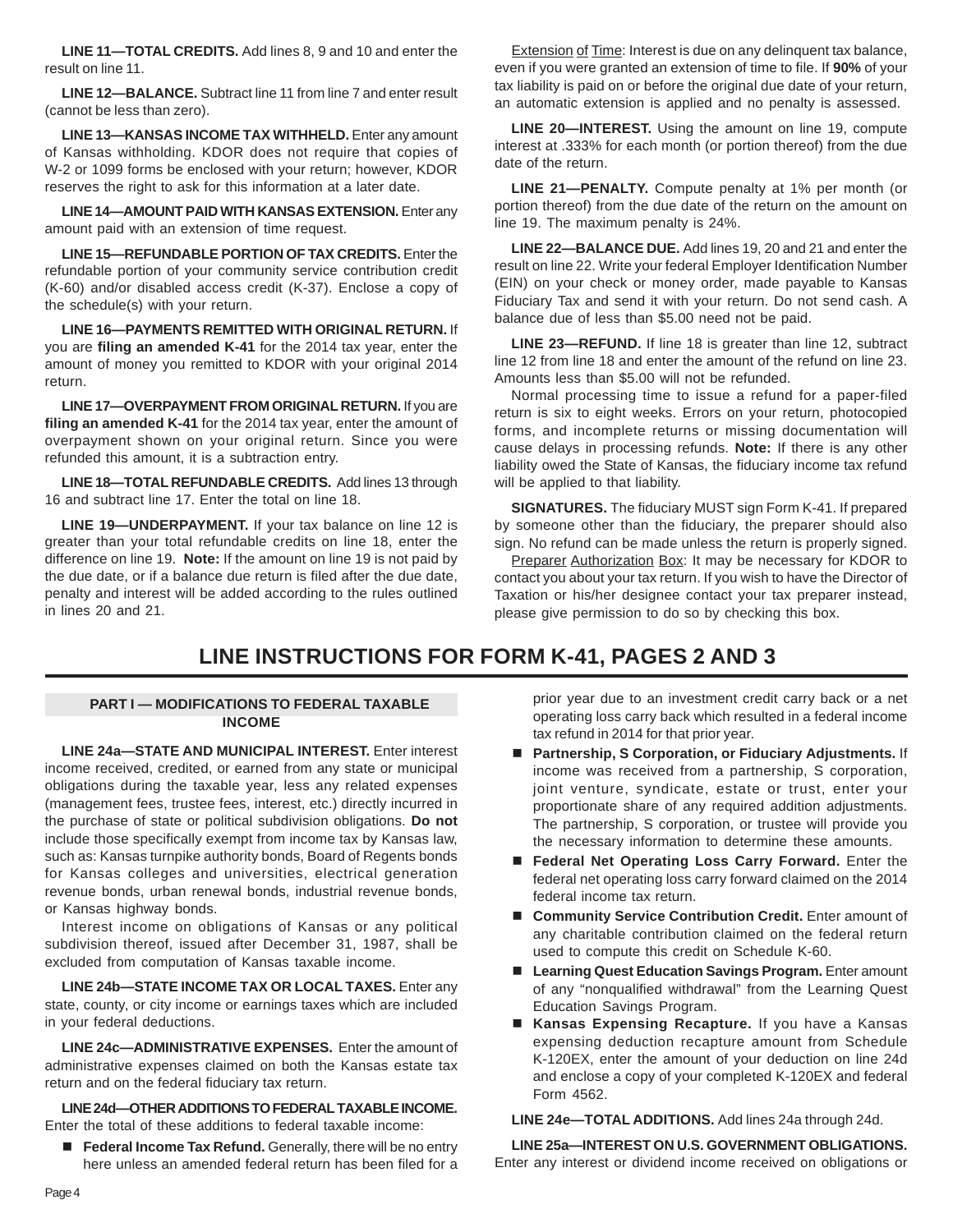**LINE 11—TOTAL CREDITS.** Add lines 8, 9 and 10 and enter the result on line 11.

**LINE 12—BALANCE.** Subtract line 11 from line 7 and enter result (cannot be less than zero).

**LINE 13—KANSAS INCOME TAX WITHHELD.** Enter any amount of Kansas withholding. KDOR does not require that copies of W-2 or 1099 forms be enclosed with your return; however, KDOR reserves the right to ask for this information at a later date.

**LINE 14—AMOUNT PAID WITH KANSAS EXTENSION.** Enter any amount paid with an extension of time request.

**LINE 15—REFUNDABLE PORTION OF TAX CREDITS.** Enter the refundable portion of your community service contribution credit (K-60) and/or disabled access credit (K-37). Enclose a copy of the schedule(s) with your return.

**LINE 16—PAYMENTS REMITTED WITH ORIGINAL RETURN.** If you are **filing an amended K-41** for the 2014 tax year, enter the amount of money you remitted to KDOR with your original 2014 return.

**LINE 17—OVERPAYMENT FROM ORIGINAL RETURN.** If you are **filing an amended K-41** for the 2014 tax year, enter the amount of overpayment shown on your original return. Since you were refunded this amount, it is a subtraction entry.

**LINE 18—TOTAL REFUNDABLE CREDITS.** Add lines 13 through 16 and subtract line 17. Enter the total on line 18.

**LINE 19—UNDERPAYMENT.** If your tax balance on line 12 is greater than your total refundable credits on line 18, enter the difference on line 19. **Note:** If the amount on line 19 is not paid by the due date, or if a balance due return is filed after the due date, penalty and interest will be added according to the rules outlined in lines 20 and 21.

Extension of Time: Interest is due on any delinquent tax balance, even if you were granted an extension of time to file. If **90%** of your tax liability is paid on or before the original due date of your return, an automatic extension is applied and no penalty is assessed.

**LINE 20—INTEREST.** Using the amount on line 19, compute interest at .333% for each month (or portion thereof) from the due date of the return.

**LINE 21—PENALTY.** Compute penalty at 1% per month (or portion thereof) from the due date of the return on the amount on line 19. The maximum penalty is 24%.

**LINE 22—BALANCE DUE.** Add lines 19, 20 and 21 and enter the result on line 22. Write your federal Employer Identification Number (EIN) on your check or money order, made payable to Kansas Fiduciary Tax and send it with your return. Do not send cash. A balance due of less than $5.00 need not be paid.

**LINE 23—REFUND.** If line 18 is greater than line 12, subtract line 12 from line 18 and enter the amount of the refund on line 23. Amounts less than $5.00 will not be refunded.

Normal processing time to issue a refund for a paper-filed return is six to eight weeks. Errors on your return, photocopied forms, and incomplete returns or missing documentation will cause delays in processing refunds. **Note:** If there is any other liability owed the State of Kansas, the fiduciary income tax refund will be applied to that liability.

**SIGNATURES.** The fiduciary MUST sign Form K-41. If prepared by someone other than the fiduciary, the preparer should also sign. No refund can be made unless the return is properly signed.

Preparer Authorization Box: It may be necessary for KDOR to contact you about your tax return. If you wish to have the Director of Taxation or his/her designee contact your tax preparer instead, please give permission to do so by checking this box.

# LINE INSTRUCTIONS FOR FORM K-41, PAGES 2 AND 3

## PART I — MODIFICATIONS TO FEDERAL TAXABLE INCOME

**LINE 24a—STATE AND MUNICIPAL INTEREST.** Enter interest income received, credited, or earned from any state or municipal obligations during the taxable year, less any related expenses (management fees, trustee fees, interest, etc.) directly incurred in the purchase of state or political subdivision obligations. **Do not** include those specifically exempt from income tax by Kansas law, such as: Kansas turnpike authority bonds, Board of Regents bonds for Kansas colleges and universities, electrical generation revenue bonds, urban renewal bonds, industrial revenue bonds, or Kansas highway bonds.

Interest income on obligations of Kansas or any political subdivision thereof, issued after December 31, 1987, shall be excluded from computation of Kansas taxable income.

**LINE 24b—STATE INCOME TAX OR LOCAL TAXES.** Enter any state, county, or city income or earnings taxes which are included in your federal deductions.

**LINE 24c—ADMINISTRATIVE EXPENSES.** Enter the amount of administrative expenses claimed on both the Kansas estate tax return and on the federal fiduciary tax return.

**LINE 24d—OTHER ADDITIONS TO FEDERAL TAXABLE INCOME.** Enter the total of these additions to federal taxable income:

- **Federal Income Tax Refund.** Generally, there will be no entry here unless an amended federal return has been filed for a prior year due to an investment credit carry back or a net operating loss carry back which resulted in a federal income tax refund in 2014 for that prior year.
- **Partnership, S Corporation, or Fiduciary Adjustments.** If income was received from a partnership, S corporation, joint venture, syndicate, estate or trust, enter your proportionate share of any required addition adjustments. The partnership, S corporation, or trustee will provide you the necessary information to determine these amounts.
- **Federal Net Operating Loss Carry Forward.** Enter the federal net operating loss carry forward claimed on the 2014 federal income tax return.
- **Community Service Contribution Credit.** Enter amount of any charitable contribution claimed on the federal return used to compute this credit on Schedule K-60.
- **Learning Quest Education Savings Program.** Enter amount of any "nonqualified withdrawal" from the Learning Quest Education Savings Program.
- **Kansas Expensing Recapture.** If you have a Kansas expensing deduction recapture amount from Schedule K-120EX, enter the amount of your deduction on line 24d and enclose a copy of your completed K-120EX and federal Form 4562.

**LINE 24e—TOTAL ADDITIONS.** Add lines 24a through 24d.

**LINE 25a—INTEREST ON U.S. GOVERNMENT OBLIGATIONS.** Enter any interest or dividend income received on obligations or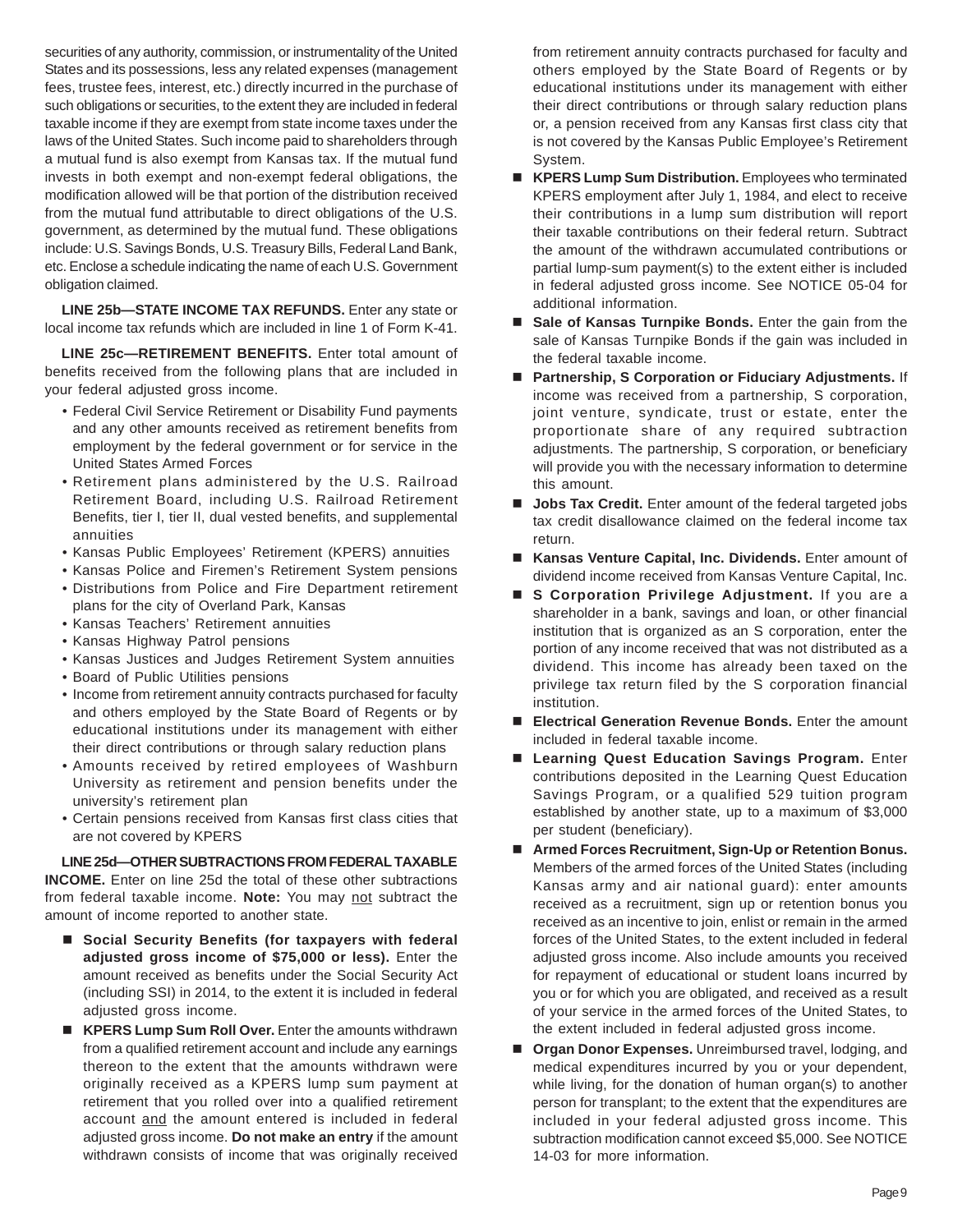securities of any authority, commission, or instrumentality of the United States and its possessions, less any related expenses (management fees, trustee fees, interest, etc.) directly incurred in the purchase of such obligations or securities, to the extent they are included in federal taxable income if they are exempt from state income taxes under the laws of the United States. Such income paid to shareholders through a mutual fund is also exempt from Kansas tax. If the mutual fund invests in both exempt and non-exempt federal obligations, the modification allowed will be that portion of the distribution received from the mutual fund attributable to direct obligations of the U.S. government, as determined by the mutual fund. These obligations include: U.S. Savings Bonds, U.S. Treasury Bills, Federal Land Bank, etc. Enclose a schedule indicating the name of each U.S. Government obligation claimed.

**LINE 25b—STATE INCOME TAX REFUNDS.** Enter any state or local income tax refunds which are included in line 1 of Form K-41.

**LINE 25c—RETIREMENT BENEFITS.** Enter total amount of benefits received from the following plans that are included in your federal adjusted gross income.

- Federal Civil Service Retirement or Disability Fund payments and any other amounts received as retirement benefits from employment by the federal government or for service in the United States Armed Forces
- Retirement plans administered by the U.S. Railroad Retirement Board, including U.S. Railroad Retirement Benefits, tier I, tier II, dual vested benefits, and supplemental annuities
- Kansas Public Employees' Retirement (KPERS) annuities
- Kansas Police and Firemen's Retirement System pensions
- Distributions from Police and Fire Department retirement plans for the city of Overland Park, Kansas
- Kansas Teachers' Retirement annuities
- Kansas Highway Patrol pensions
- Kansas Justices and Judges Retirement System annuities
- Board of Public Utilities pensions
- Income from retirement annuity contracts purchased for faculty and others employed by the State Board of Regents or by educational institutions under its management with either their direct contributions or through salary reduction plans
- Amounts received by retired employees of Washburn University as retirement and pension benefits under the university's retirement plan
- Certain pensions received from Kansas first class cities that are not covered by KPERS

**LINE 25d—OTHER SUBTRACTIONS FROM FEDERAL TAXABLE INCOME.** Enter on line 25d the total of these other subtractions from federal taxable income. **Note:** You may not subtract the amount of income reported to another state.

- **Social Security Benefits (for taxpayers with federal adjusted gross income of $75,000 or less).** Enter the amount received as benefits under the Social Security Act (including SSI) in 2014, to the extent it is included in federal adjusted gross income.
- **KPERS Lump Sum Roll Over.** Enter the amounts withdrawn from a qualified retirement account and include any earnings thereon to the extent that the amounts withdrawn were originally received as a KPERS lump sum payment at retirement that you rolled over into a qualified retirement account and the amount entered is included in federal adjusted gross income. **Do not make an entry** if the amount withdrawn consists of income that was originally received from retirement annuity contracts purchased for faculty and others employed by the State Board of Regents or by educational institutions under its management with either their direct contributions or through salary reduction plans or, a pension received from any Kansas first class city that is not covered by the Kansas Public Employee's Retirement System.
- **KPERS Lump Sum Distribution.** Employees who terminated KPERS employment after July 1, 1984, and elect to receive their contributions in a lump sum distribution will report their taxable contributions on their federal return. Subtract the amount of the withdrawn accumulated contributions or partial lump-sum payment(s) to the extent either is included in federal adjusted gross income. See NOTICE 05-04 for additional information.
- **Sale of Kansas Turnpike Bonds.** Enter the gain from the sale of Kansas Turnpike Bonds if the gain was included in the federal taxable income.
- **Partnership, S Corporation or Fiduciary Adjustments.** If income was received from a partnership, S corporation, joint venture, syndicate, trust or estate, enter the proportionate share of any required subtraction adjustments. The partnership, S corporation, or beneficiary will provide you with the necessary information to determine this amount.
- **Jobs Tax Credit.** Enter amount of the federal targeted jobs tax credit disallowance claimed on the federal income tax return.
- **Kansas Venture Capital, Inc. Dividends.** Enter amount of dividend income received from Kansas Venture Capital, Inc.
- **S Corporation Privilege Adjustment.** If you are a shareholder in a bank, savings and loan, or other financial institution that is organized as an S corporation, enter the portion of any income received that was not distributed as a dividend. This income has already been taxed on the privilege tax return filed by the S corporation financial institution.
- **Electrical Generation Revenue Bonds.** Enter the amount included in federal taxable income.
- **Learning Quest Education Savings Program.** Enter contributions deposited in the Learning Quest Education Savings Program, or a qualified 529 tuition program established by another state, up to a maximum of $3,000 per student (beneficiary).
- **Armed Forces Recruitment, Sign-Up or Retention Bonus.** Members of the armed forces of the United States (including Kansas army and air national guard): enter amounts received as a recruitment, sign up or retention bonus you received as an incentive to join, enlist or remain in the armed forces of the United States, to the extent included in federal adjusted gross income. Also include amounts you received for repayment of educational or student loans incurred by you or for which you are obligated, and received as a result of your service in the armed forces of the United States, to the extent included in federal adjusted gross income.
- **Organ Donor Expenses.** Unreimbursed travel, lodging, and medical expenditures incurred by you or your dependent, while living, for the donation of human organ(s) to another person for transplant; to the extent that the expenditures are included in your federal adjusted gross income. This subtraction modification cannot exceed $5,000. See NOTICE 14-03 for more information.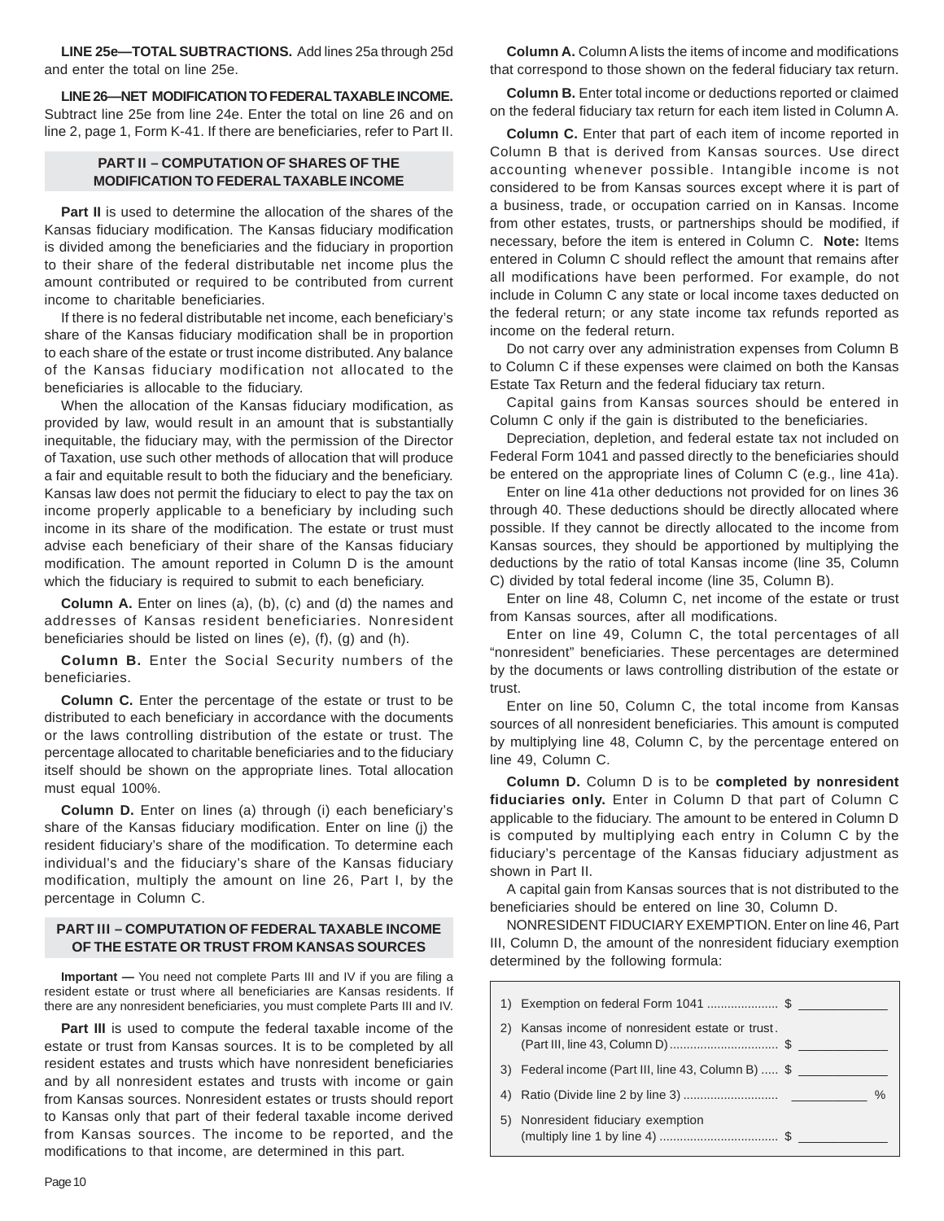**LINE 25e—TOTAL SUBTRACTIONS.** Add lines 25a through 25d and enter the total on line 25e.

**LINE 26—NET MODIFICATION TO FEDERAL TAXABLE INCOME.** Subtract line 25e from line 24e. Enter the total on line 26 and on line 2, page 1, Form K-41. If there are beneficiaries, refer to Part II.

### PART II – COMPUTATION OF SHARES OF THE MODIFICATION TO FEDERAL TAXABLE INCOME

**Part II** is used to determine the allocation of the shares of the Kansas fiduciary modification. The Kansas fiduciary modification is divided among the beneficiaries and the fiduciary in proportion to their share of the federal distributable net income plus the amount contributed or required to be contributed from current income to charitable beneficiaries.

If there is no federal distributable net income, each beneficiary's share of the Kansas fiduciary modification shall be in proportion to each share of the estate or trust income distributed. Any balance of the Kansas fiduciary modification not allocated to the beneficiaries is allocable to the fiduciary.

When the allocation of the Kansas fiduciary modification, as provided by law, would result in an amount that is substantially inequitable, the fiduciary may, with the permission of the Director of Taxation, use such other methods of allocation that will produce a fair and equitable result to both the fiduciary and the beneficiary. Kansas law does not permit the fiduciary to elect to pay the tax on income properly applicable to a beneficiary by including such income in its share of the modification. The estate or trust must advise each beneficiary of their share of the Kansas fiduciary modification. The amount reported in Column D is the amount which the fiduciary is required to submit to each beneficiary.

**Column A.** Enter on lines (a), (b), (c) and (d) the names and addresses of Kansas resident beneficiaries. Nonresident beneficiaries should be listed on lines (e), (f), (g) and (h).

**Column B.** Enter the Social Security numbers of the beneficiaries.

**Column C.** Enter the percentage of the estate or trust to be distributed to each beneficiary in accordance with the documents or the laws controlling distribution of the estate or trust. The percentage allocated to charitable beneficiaries and to the fiduciary itself should be shown on the appropriate lines. Total allocation must equal 100%.

**Column D.** Enter on lines (a) through (i) each beneficiary's share of the Kansas fiduciary modification. Enter on line (j) the resident fiduciary's share of the modification. To determine each individual's and the fiduciary's share of the Kansas fiduciary modification, multiply the amount on line 26, Part I, by the percentage in Column C.

### PART III – COMPUTATION OF FEDERAL TAXABLE INCOME OF THE ESTATE OR TRUST FROM KANSAS SOURCES

**Important —** You need not complete Parts III and IV if you are filing a resident estate or trust where all beneficiaries are Kansas residents. If there are any nonresident beneficiaries, you must complete Parts III and IV.

**Part III** is used to compute the federal taxable income of the estate or trust from Kansas sources. It is to be completed by all resident estates and trusts which have nonresident beneficiaries and by all nonresident estates and trusts with income or gain from Kansas sources. Nonresident estates or trusts should report to Kansas only that part of their federal taxable income derived from Kansas sources. The income to be reported, and the modifications to that income, are determined in this part.

**Column A.** Column A lists the items of income and modifications that correspond to those shown on the federal fiduciary tax return.

**Column B.** Enter total income or deductions reported or claimed on the federal fiduciary tax return for each item listed in Column A.

**Column C.** Enter that part of each item of income reported in Column B that is derived from Kansas sources. Use direct accounting whenever possible. Intangible income is not considered to be from Kansas sources except where it is part of a business, trade, or occupation carried on in Kansas. Income from other estates, trusts, or partnerships should be modified, if necessary, before the item is entered in Column C. **Note:** Items entered in Column C should reflect the amount that remains after all modifications have been performed. For example, do not include in Column C any state or local income taxes deducted on the federal return; or any state income tax refunds reported as income on the federal return.

Do not carry over any administration expenses from Column B to Column C if these expenses were claimed on both the Kansas Estate Tax Return and the federal fiduciary tax return.

Capital gains from Kansas sources should be entered in Column C only if the gain is distributed to the beneficiaries.

Depreciation, depletion, and federal estate tax not included on Federal Form 1041 and passed directly to the beneficiaries should be entered on the appropriate lines of Column C (e.g., line 41a).

Enter on line 41a other deductions not provided for on lines 36 through 40. These deductions should be directly allocated where possible. If they cannot be directly allocated to the income from Kansas sources, they should be apportioned by multiplying the deductions by the ratio of total Kansas income (line 35, Column C) divided by total federal income (line 35, Column B).

Enter on line 48, Column C, net income of the estate or trust from Kansas sources, after all modifications.

Enter on line 49, Column C, the total percentages of all "nonresident" beneficiaries. These percentages are determined by the documents or laws controlling distribution of the estate or trust.

Enter on line 50, Column C, the total income from Kansas sources of all nonresident beneficiaries. This amount is computed by multiplying line 48, Column C, by the percentage entered on line 49, Column C.

**Column D.** Column D is to be **completed by nonresident fiduciaries only.** Enter in Column D that part of Column C applicable to the fiduciary. The amount to be entered in Column D is computed by multiplying each entry in Column C by the fiduciary's percentage of the Kansas fiduciary adjustment as shown in Part II.

A capital gain from Kansas sources that is not distributed to the beneficiaries should be entered on line 30, Column D.

NONRESIDENT FIDUCIARY EXEMPTION. Enter on line 46, Part III, Column D, the amount of the nonresident fiduciary exemption determined by the following formula:

| | |
|---|---|
| 1) Exemption on federal Form 1041 .................... | $ ____________ |
| 2) Kansas income of nonresident estate or trust. (Part III, line 43, Column D) ............................... | $ ____________ |
| 3) Federal income (Part III, line 43, Column B) ..... | $ ____________ |
| 4) Ratio (Divide line 2 by line 3) ........................... | __________ % |
| 5) Nonresident fiduciary exemption (multiply line 1 by line 4) .................................. | $ ____________ |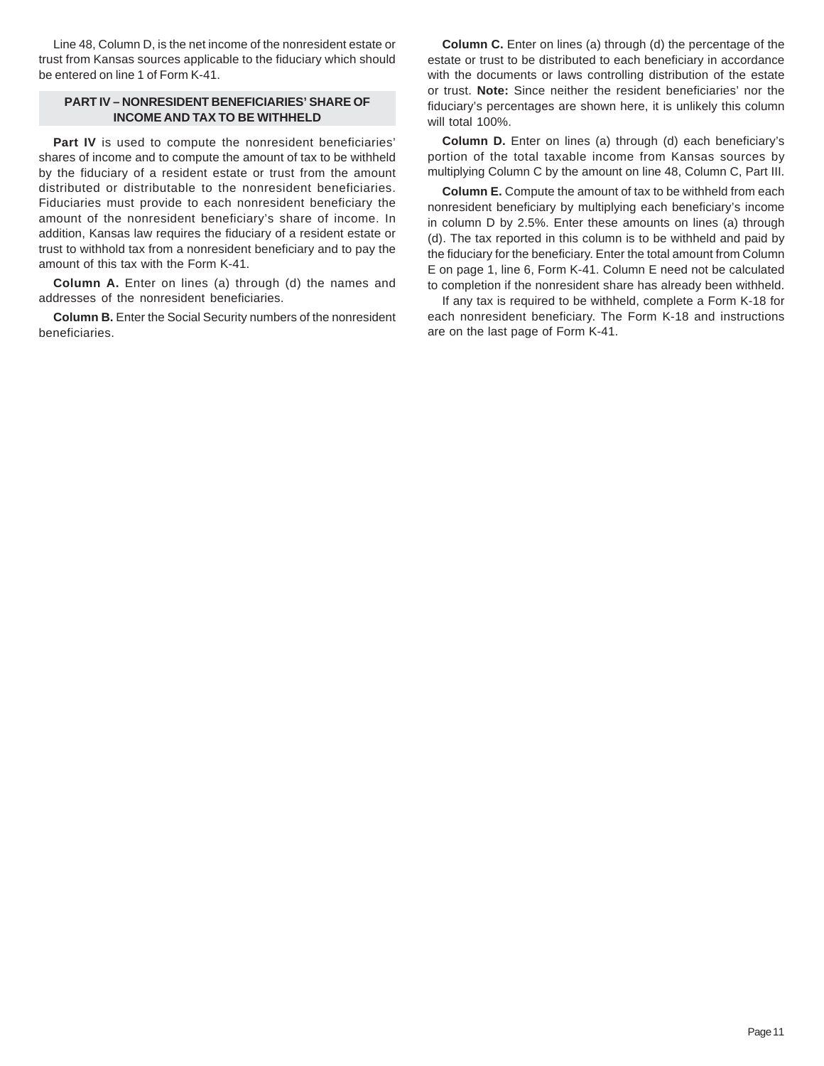Line 48, Column D, is the net income of the nonresident estate or trust from Kansas sources applicable to the fiduciary which should be entered on line 1 of Form K-41.

## PART IV – NONRESIDENT BENEFICIARIES' SHARE OF INCOME AND TAX TO BE WITHHELD

**Part IV** is used to compute the nonresident beneficiaries' shares of income and to compute the amount of tax to be withheld by the fiduciary of a resident estate or trust from the amount distributed or distributable to the nonresident beneficiaries. Fiduciaries must provide to each nonresident beneficiary the amount of the nonresident beneficiary's share of income. In addition, Kansas law requires the fiduciary of a resident estate or trust to withhold tax from a nonresident beneficiary and to pay the amount of this tax with the Form K-41.

**Column A.** Enter on lines (a) through (d) the names and addresses of the nonresident beneficiaries.

**Column B.** Enter the Social Security numbers of the nonresident beneficiaries.

**Column C.** Enter on lines (a) through (d) the percentage of the estate or trust to be distributed to each beneficiary in accordance with the documents or laws controlling distribution of the estate or trust. **Note:** Since neither the resident beneficiaries' nor the fiduciary's percentages are shown here, it is unlikely this column will total 100%.

**Column D.** Enter on lines (a) through (d) each beneficiary's portion of the total taxable income from Kansas sources by multiplying Column C by the amount on line 48, Column C, Part III.

**Column E.** Compute the amount of tax to be withheld from each nonresident beneficiary by multiplying each beneficiary's income in column D by 2.5%. Enter these amounts on lines (a) through (d). The tax reported in this column is to be withheld and paid by the fiduciary for the beneficiary. Enter the total amount from Column E on page 1, line 6, Form K-41. Column E need not be calculated to completion if the nonresident share has already been withheld.

If any tax is required to be withheld, complete a Form K-18 for each nonresident beneficiary. The Form K-18 and instructions are on the last page of Form K-41.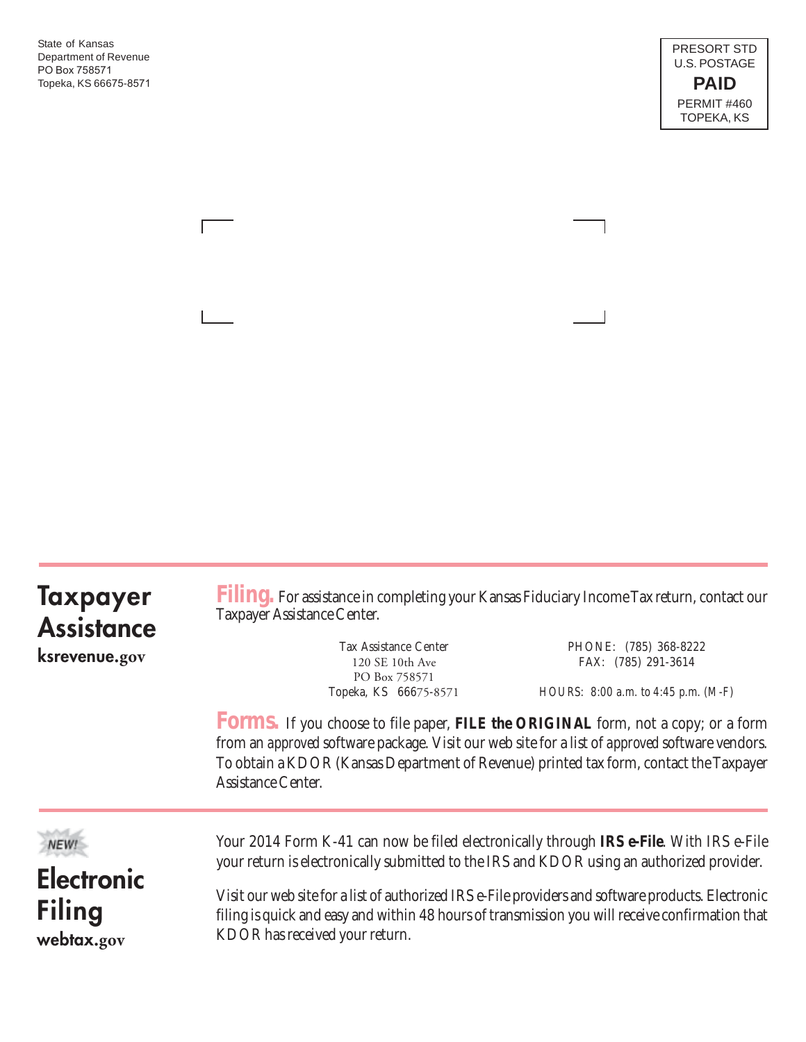State of Kansas
Department of Revenue
PO Box 758571
Topeka, KS 66675-8571

PRESORT STD
U.S. POSTAGE
**PAID**
PERMIT #460
TOPEKA, KS

## Taxpayer Assistance

**ksrevenue.gov**

**Filing.** For assistance in completing your Kansas Fiduciary Income Tax return, contact our Taxpayer Assistance Center.

Tax Assistance Center
120 SE 10th Ave
PO Box 758571
Topeka, KS 66675-8571

PHONE: (785) 368-8222
FAX: (785) 291-3614

HOURS: 8:00 a.m. to 4:45 p.m. (M-F)

**Forms.** If you choose to file paper, **FILE the ORIGINAL** form, not a copy; or a form from an approved software package. Visit our web site for a list of approved software vendors. To obtain a KDOR (Kansas Department of Revenue) printed tax form, contact the Taxpayer Assistance Center.

NEW!

## Electronic Filing

**webtax.gov**

Your 2014 Form K-41 can now be filed electronically through **IRS e-File**. With IRS e-File your return is electronically submitted to the IRS and KDOR using an authorized provider.

Visit our web site for a list of authorized IRS e-File providers and software products. Electronic filing is quick and easy and within 48 hours of transmission you will receive confirmation that KDOR has received your return.